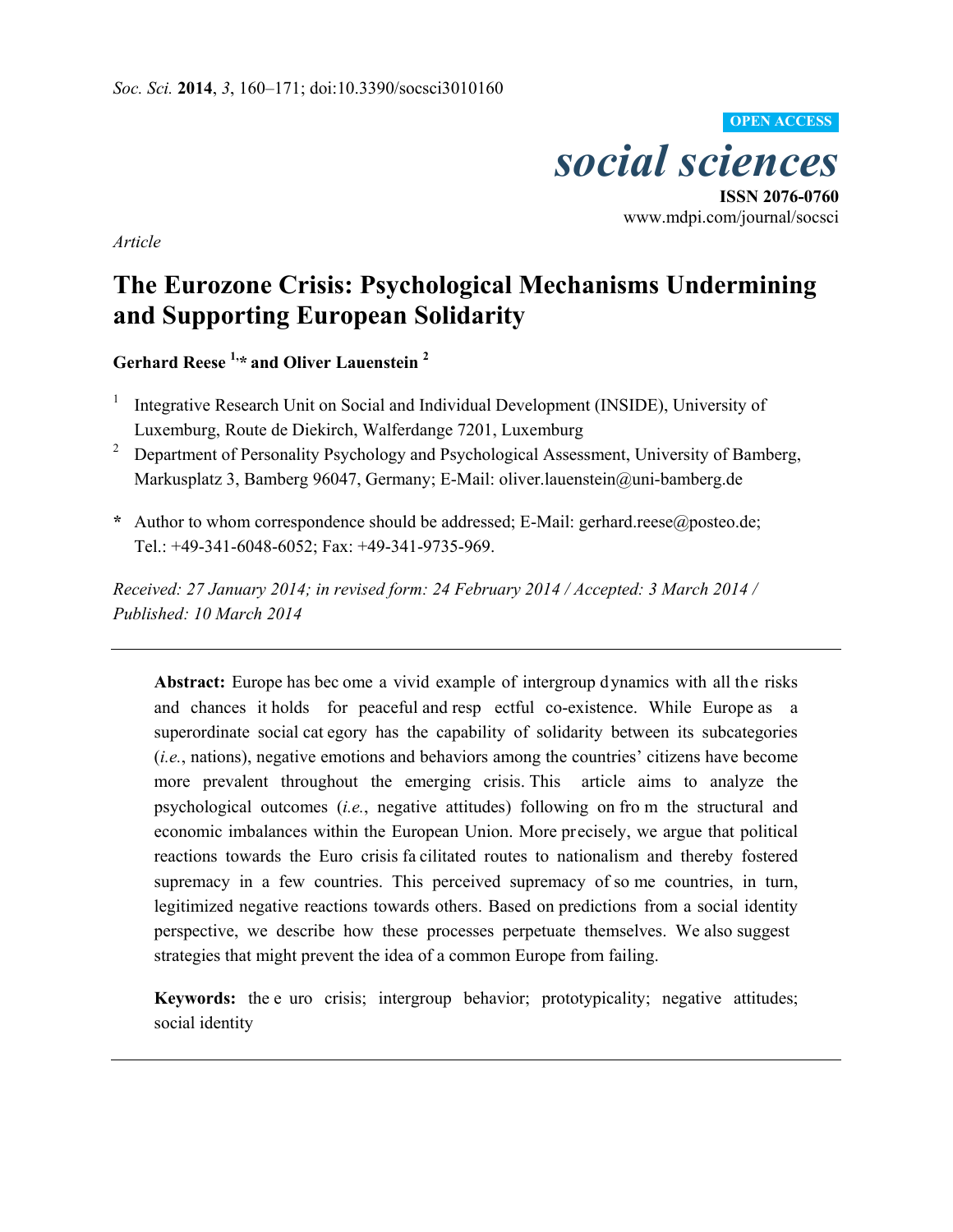*Soc. Sci.* **2014**, *3*, 160–171; doi:10.3390/socsci3010160

**OPEN ACCESS**

*social sciences*

**ISSN 2076-0760**
www.mdpi.com/journal/socsci

*Article*

# The Eurozone Crisis: Psychological Mechanisms Undermining and Supporting European Solidarity

**Gerhard Reese [1,]* and Oliver Lauenstein [2]**

[1] Integrative Research Unit on Social and Individual Development (INSIDE), University of Luxemburg, Route de Diekirch, Walferdange 7201, Luxemburg

[2] Department of Personality Psychology and Psychological Assessment, University of Bamberg, Markusplatz 3, Bamberg 96047, Germany; E-Mail: oliver.lauenstein@uni-bamberg.de

**\*** Author to whom correspondence should be addressed; E-Mail: gerhard.reese@posteo.de; Tel.: +49-341-6048-6052; Fax: +49-341-9735-969.

*Received: 27 January 2014; in revised form: 24 February 2014 / Accepted: 3 March 2014 / Published: 10 March 2014*

---

**Abstract:** Europe has become a vivid example of intergroup dynamics with all the risks and chances it holds for peaceful and respectful co-existence. While Europe as a superordinate social category has the capability of solidarity between its subcategories (*i.e.*, nations), negative emotions and behaviors among the countries' citizens have become more prevalent throughout the emerging crisis. This article aims to analyze the psychological outcomes (*i.e.*, negative attitudes) following on from the structural and economic imbalances within the European Union. More precisely, we argue that political reactions towards the Euro crisis facilitated routes to nationalism and thereby fostered supremacy in a few countries. This perceived supremacy of some countries, in turn, legitimized negative reactions towards others. Based on predictions from a social identity perspective, we describe how these processes perpetuate themselves. We also suggest strategies that might prevent the idea of a common Europe from failing.

**Keywords:** the euro crisis; intergroup behavior; prototypicality; negative attitudes; social identity

---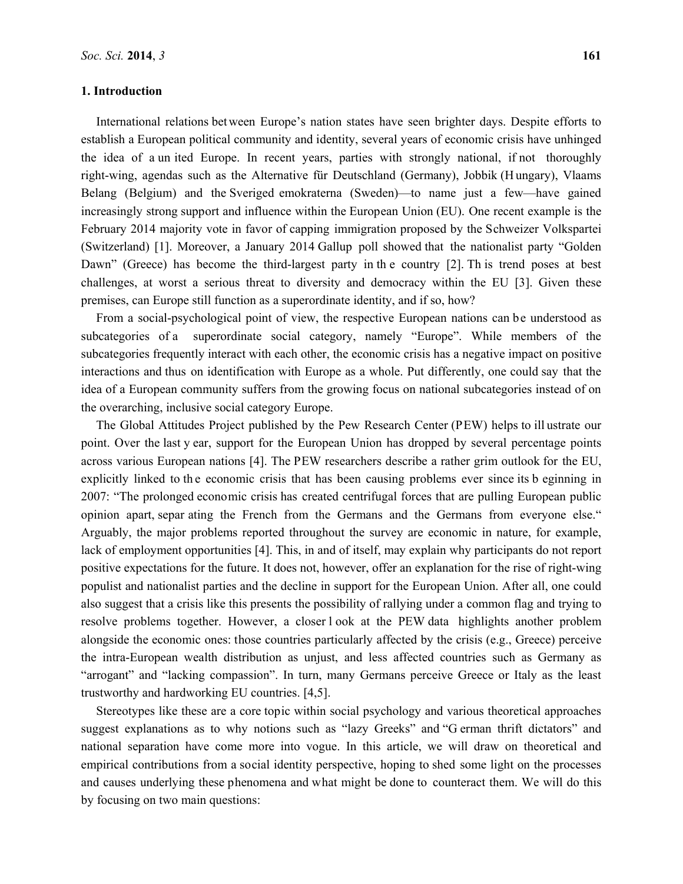## 1. Introduction

International relations between Europe's nation states have seen brighter days. Despite efforts to establish a European political community and identity, several years of economic crisis have unhinged the idea of a united Europe. In recent years, parties with strongly national, if not thoroughly right-wing, agendas such as the Alternative für Deutschland (Germany), Jobbik (Hungary), Vlaams Belang (Belgium) and the Sverigedemokraterna (Sweden)—to name just a few—have gained increasingly strong support and influence within the European Union (EU). One recent example is the February 2014 majority vote in favor of capping immigration proposed by the Schweizer Volkspartei (Switzerland) [1]. Moreover, a January 2014 Gallup poll showed that the nationalist party "Golden Dawn" (Greece) has become the third-largest party in the country [2]. This trend poses at best challenges, at worst a serious threat to diversity and democracy within the EU [3]. Given these premises, can Europe still function as a superordinate identity, and if so, how?

From a social-psychological point of view, the respective European nations can be understood as subcategories of a superordinate social category, namely "Europe". While members of the subcategories frequently interact with each other, the economic crisis has a negative impact on positive interactions and thus on identification with Europe as a whole. Put differently, one could say that the idea of a European community suffers from the growing focus on national subcategories instead of on the overarching, inclusive social category Europe.

The Global Attitudes Project published by the Pew Research Center (PEW) helps to illustrate our point. Over the last year, support for the European Union has dropped by several percentage points across various European nations [4]. The PEW researchers describe a rather grim outlook for the EU, explicitly linked to the economic crisis that has been causing problems ever since its beginning in 2007: "The prolonged economic crisis has created centrifugal forces that are pulling European public opinion apart, separating the French from the Germans and the Germans from everyone else." Arguably, the major problems reported throughout the survey are economic in nature, for example, lack of employment opportunities [4]. This, in and of itself, may explain why participants do not report positive expectations for the future. It does not, however, offer an explanation for the rise of right-wing populist and nationalist parties and the decline in support for the European Union. After all, one could also suggest that a crisis like this presents the possibility of rallying under a common flag and trying to resolve problems together. However, a closer look at the PEW data highlights another problem alongside the economic ones: those countries particularly affected by the crisis (e.g., Greece) perceive the intra-European wealth distribution as unjust, and less affected countries such as Germany as "arrogant" and "lacking compassion". In turn, many Germans perceive Greece or Italy as the least trustworthy and hardworking EU countries. [4,5].

Stereotypes like these are a core topic within social psychology and various theoretical approaches suggest explanations as to why notions such as "lazy Greeks" and "German thrift dictators" and national separation have come more into vogue. In this article, we will draw on theoretical and empirical contributions from a social identity perspective, hoping to shed some light on the processes and causes underlying these phenomena and what might be done to counteract them. We will do this by focusing on two main questions: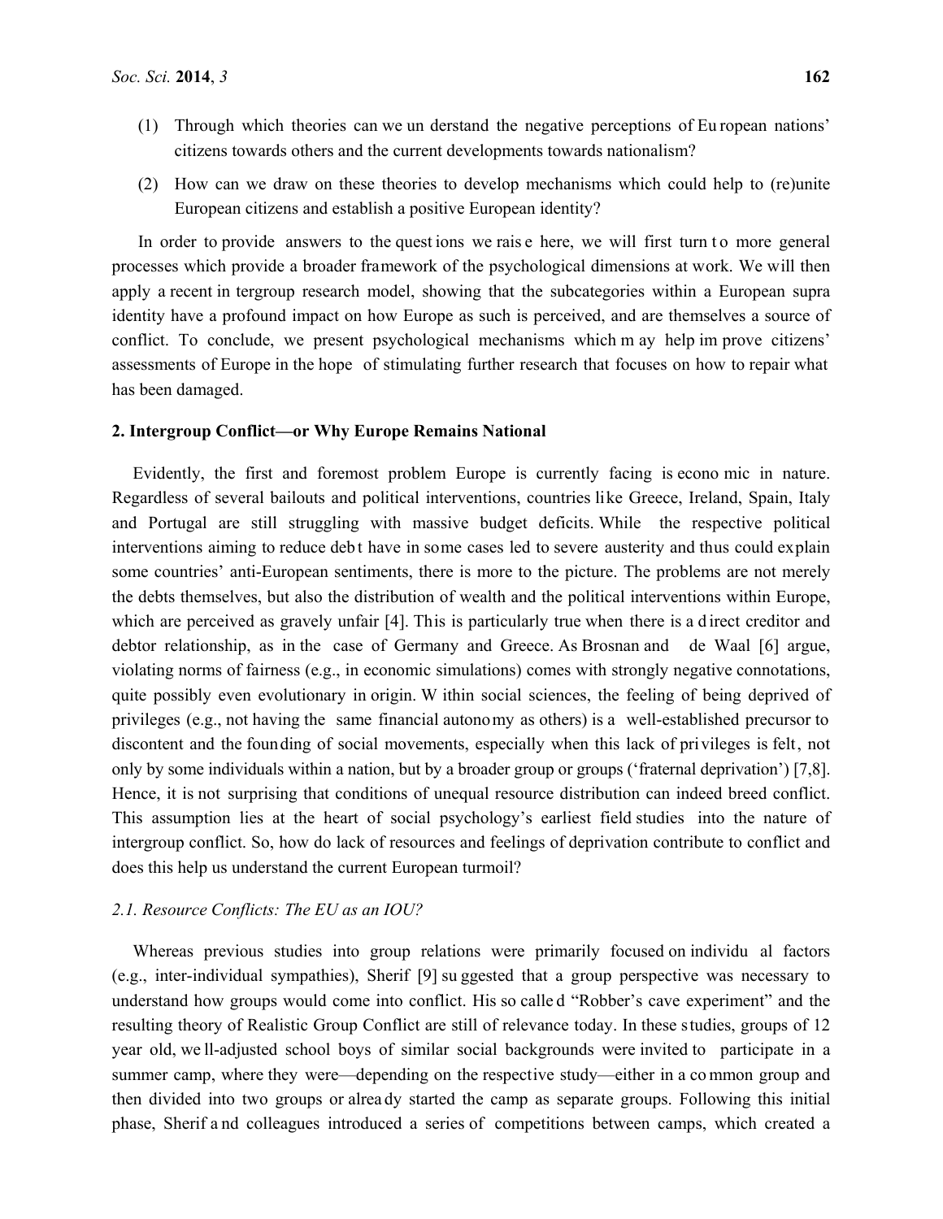(1) Through which theories can we understand the negative perceptions of European nations' citizens towards others and the current developments towards nationalism?

(2) How can we draw on these theories to develop mechanisms which could help to (re)unite European citizens and establish a positive European identity?

In order to provide answers to the questions we raise here, we will first turn to more general processes which provide a broader framework of the psychological dimensions at work. We will then apply a recent intergroup research model, showing that the subcategories within a European supra identity have a profound impact on how Europe as such is perceived, and are themselves a source of conflict. To conclude, we present psychological mechanisms which may help improve citizens' assessments of Europe in the hope of stimulating further research that focuses on how to repair what has been damaged.

## 2. Intergroup Conflict—or Why Europe Remains National

Evidently, the first and foremost problem Europe is currently facing is economic in nature. Regardless of several bailouts and political interventions, countries like Greece, Ireland, Spain, Italy and Portugal are still struggling with massive budget deficits. While the respective political interventions aiming to reduce debt have in some cases led to severe austerity and thus could explain some countries' anti-European sentiments, there is more to the picture. The problems are not merely the debts themselves, but also the distribution of wealth and the political interventions within Europe, which are perceived as gravely unfair [4]. This is particularly true when there is a direct creditor and debtor relationship, as in the case of Germany and Greece. As Brosnan and de Waal [6] argue, violating norms of fairness (e.g., in economic simulations) comes with strongly negative connotations, quite possibly even evolutionary in origin. Within social sciences, the feeling of being deprived of privileges (e.g., not having the same financial autonomy as others) is a well-established precursor to discontent and the founding of social movements, especially when this lack of privileges is felt, not only by some individuals within a nation, but by a broader group or groups ('fraternal deprivation') [7,8]. Hence, it is not surprising that conditions of unequal resource distribution can indeed breed conflict. This assumption lies at the heart of social psychology's earliest field studies into the nature of intergroup conflict. So, how do lack of resources and feelings of deprivation contribute to conflict and does this help us understand the current European turmoil?

### *2.1. Resource Conflicts: The EU as an IOU?*

Whereas previous studies into group relations were primarily focused on individual factors (e.g., inter-individual sympathies), Sherif [9] suggested that a group perspective was necessary to understand how groups would come into conflict. His so called "Robber's cave experiment" and the resulting theory of Realistic Group Conflict are still of relevance today. In these studies, groups of 12 year old, well-adjusted school boys of similar social backgrounds were invited to participate in a summer camp, where they were—depending on the respective study—either in a common group and then divided into two groups or already started the camp as separate groups. Following this initial phase, Sherif and colleagues introduced a series of competitions between camps, which created a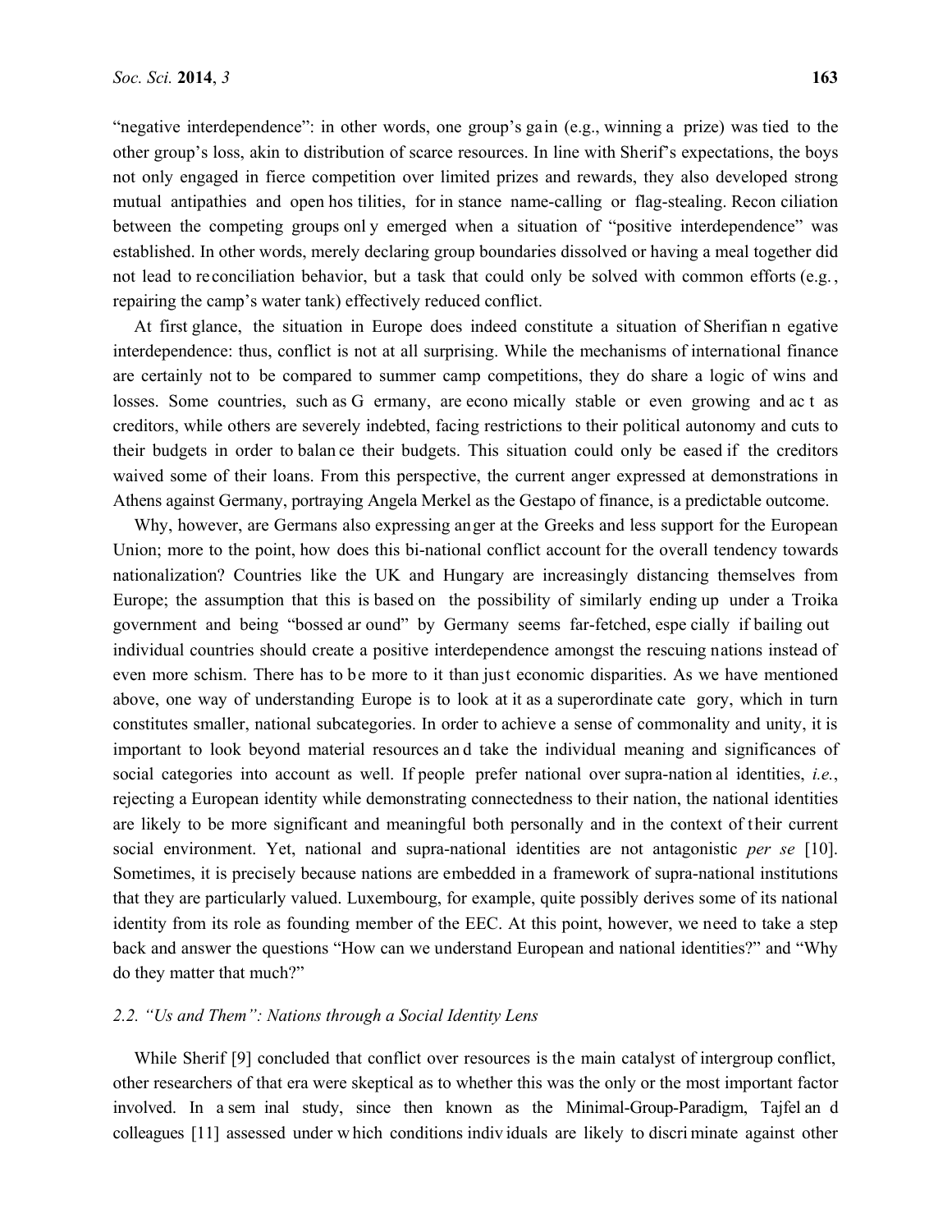"negative interdependence": in other words, one group's gain (e.g., winning a prize) was tied to the other group's loss, akin to distribution of scarce resources. In line with Sherif's expectations, the boys not only engaged in fierce competition over limited prizes and rewards, they also developed strong mutual antipathies and open hostilities, for instance name-calling or flag-stealing. Reconciliation between the competing groups only emerged when a situation of "positive interdependence" was established. In other words, merely declaring group boundaries dissolved or having a meal together did not lead to reconciliation behavior, but a task that could only be solved with common efforts (e.g., repairing the camp's water tank) effectively reduced conflict.

At first glance, the situation in Europe does indeed constitute a situation of Sherifian negative interdependence: thus, conflict is not at all surprising. While the mechanisms of international finance are certainly not to be compared to summer camp competitions, they do share a logic of wins and losses. Some countries, such as Germany, are economically stable or even growing and act as creditors, while others are severely indebted, facing restrictions to their political autonomy and cuts to their budgets in order to balance their budgets. This situation could only be eased if the creditors waived some of their loans. From this perspective, the current anger expressed at demonstrations in Athens against Germany, portraying Angela Merkel as the Gestapo of finance, is a predictable outcome.

Why, however, are Germans also expressing anger at the Greeks and less support for the European Union; more to the point, how does this bi-national conflict account for the overall tendency towards nationalization? Countries like the UK and Hungary are increasingly distancing themselves from Europe; the assumption that this is based on the possibility of similarly ending up under a Troika government and being "bossed around" by Germany seems far-fetched, especially if bailing out individual countries should create a positive interdependence amongst the rescuing nations instead of even more schism. There has to be more to it than just economic disparities. As we have mentioned above, one way of understanding Europe is to look at it as a superordinate category, which in turn constitutes smaller, national subcategories. In order to achieve a sense of commonality and unity, it is important to look beyond material resources and take the individual meaning and significances of social categories into account as well. If people prefer national over supra-national identities, *i.e.*, rejecting a European identity while demonstrating connectedness to their nation, the national identities are likely to be more significant and meaningful both personally and in the context of their current social environment. Yet, national and supra-national identities are not antagonistic *per se* [10]. Sometimes, it is precisely because nations are embedded in a framework of supra-national institutions that they are particularly valued. Luxembourg, for example, quite possibly derives some of its national identity from its role as founding member of the EEC. At this point, however, we need to take a step back and answer the questions "How can we understand European and national identities?" and "Why do they matter that much?"

### *2.2. "Us and Them": Nations through a Social Identity Lens*

While Sherif [9] concluded that conflict over resources is the main catalyst of intergroup conflict, other researchers of that era were skeptical as to whether this was the only or the most important factor involved. In a seminal study, since then known as the Minimal-Group-Paradigm, Tajfel and colleagues [11] assessed under which conditions individuals are likely to discriminate against other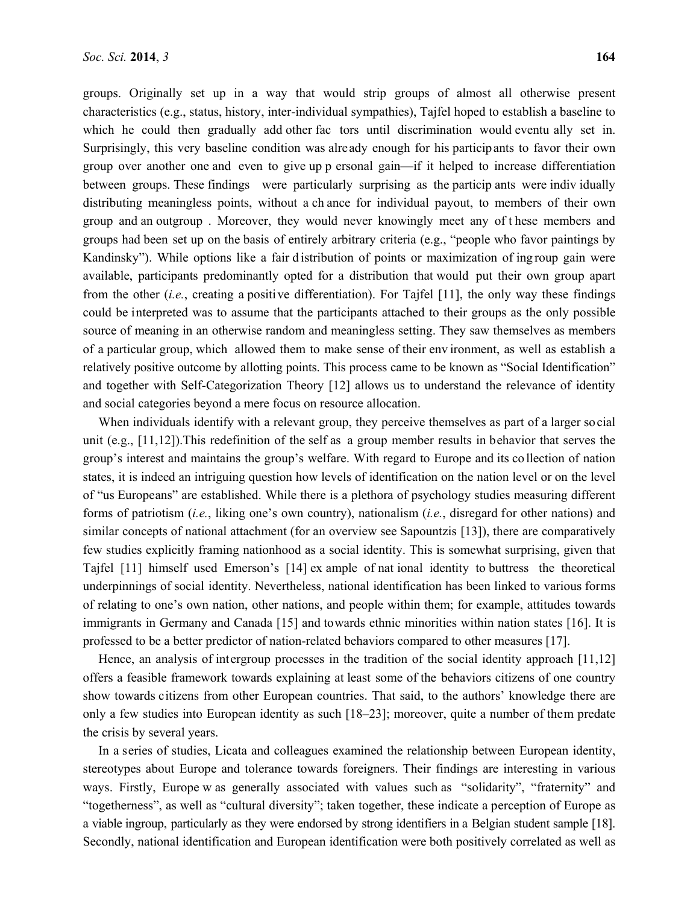groups. Originally set up in a way that would strip groups of almost all otherwise present characteristics (e.g., status, history, inter-individual sympathies), Tajfel hoped to establish a baseline to which he could then gradually add other factors until discrimination would eventually set in. Surprisingly, this very baseline condition was already enough for his participants to favor their own group over another one and even to give up personal gain—if it helped to increase differentiation between groups. These findings were particularly surprising as the participants were individually distributing meaningless points, without a chance for individual payout, to members of their own group and an outgroup. Moreover, they would never knowingly meet any of these members and groups had been set up on the basis of entirely arbitrary criteria (e.g., "people who favor paintings by Kandinsky"). While options like a fair distribution of points or maximization of ingroup gain were available, participants predominantly opted for a distribution that would put their own group apart from the other (*i.e.*, creating a positive differentiation). For Tajfel [11], the only way these findings could be interpreted was to assume that the participants attached to their groups as the only possible source of meaning in an otherwise random and meaningless setting. They saw themselves as members of a particular group, which allowed them to make sense of their environment, as well as establish a relatively positive outcome by allotting points. This process came to be known as "Social Identification" and together with Self-Categorization Theory [12] allows us to understand the relevance of identity and social categories beyond a mere focus on resource allocation.

When individuals identify with a relevant group, they perceive themselves as part of a larger social unit (e.g., [11,12]).This redefinition of the self as a group member results in behavior that serves the group's interest and maintains the group's welfare. With regard to Europe and its collection of nation states, it is indeed an intriguing question how levels of identification on the nation level or on the level of "us Europeans" are established. While there is a plethora of psychology studies measuring different forms of patriotism (*i.e.*, liking one's own country), nationalism (*i.e.*, disregard for other nations) and similar concepts of national attachment (for an overview see Sapountzis [13]), there are comparatively few studies explicitly framing nationhood as a social identity. This is somewhat surprising, given that Tajfel [11] himself used Emerson's [14] example of national identity to buttress the theoretical underpinnings of social identity. Nevertheless, national identification has been linked to various forms of relating to one's own nation, other nations, and people within them; for example, attitudes towards immigrants in Germany and Canada [15] and towards ethnic minorities within nation states [16]. It is professed to be a better predictor of nation-related behaviors compared to other measures [17].

Hence, an analysis of intergroup processes in the tradition of the social identity approach [11,12] offers a feasible framework towards explaining at least some of the behaviors citizens of one country show towards citizens from other European countries. That said, to the authors' knowledge there are only a few studies into European identity as such [18–23]; moreover, quite a number of them predate the crisis by several years.

In a series of studies, Licata and colleagues examined the relationship between European identity, stereotypes about Europe and tolerance towards foreigners. Their findings are interesting in various ways. Firstly, Europe was generally associated with values such as "solidarity", "fraternity" and "togetherness", as well as "cultural diversity"; taken together, these indicate a perception of Europe as a viable ingroup, particularly as they were endorsed by strong identifiers in a Belgian student sample [18]. Secondly, national identification and European identification were both positively correlated as well as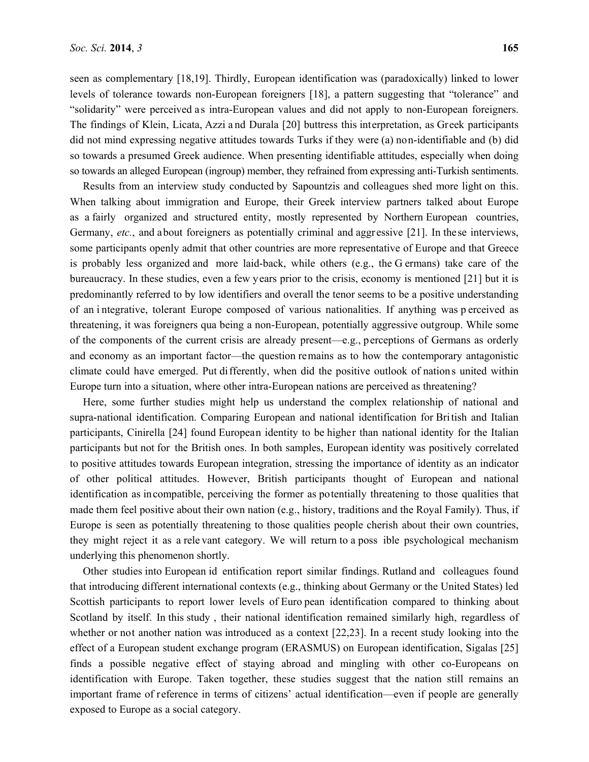seen as complementary [18,19]. Thirdly, European identification was (paradoxically) linked to lower levels of tolerance towards non-European foreigners [18], a pattern suggesting that "tolerance" and "solidarity" were perceived as intra-European values and did not apply to non-European foreigners. The findings of Klein, Licata, Azzi and Durala [20] buttress this interpretation, as Greek participants did not mind expressing negative attitudes towards Turks if they were (a) non-identifiable and (b) did so towards a presumed Greek audience. When presenting identifiable attitudes, especially when doing so towards an alleged European (ingroup) member, they refrained from expressing anti-Turkish sentiments.

Results from an interview study conducted by Sapountzis and colleagues shed more light on this. When talking about immigration and Europe, their Greek interview partners talked about Europe as a fairly organized and structured entity, mostly represented by Northern European countries, Germany, *etc.*, and about foreigners as potentially criminal and aggressive [21]. In these interviews, some participants openly admit that other countries are more representative of Europe and that Greece is probably less organized and more laid-back, while others (e.g., the Germans) take care of the bureaucracy. In these studies, even a few years prior to the crisis, economy is mentioned [21] but it is predominantly referred to by low identifiers and overall the tenor seems to be a positive understanding of an integrative, tolerant Europe composed of various nationalities. If anything was perceived as threatening, it was foreigners qua being a non-European, potentially aggressive outgroup. While some of the components of the current crisis are already present—e.g., perceptions of Germans as orderly and economy as an important factor—the question remains as to how the contemporary antagonistic climate could have emerged. Put differently, when did the positive outlook of nations united within Europe turn into a situation, where other intra-European nations are perceived as threatening?

Here, some further studies might help us understand the complex relationship of national and supra-national identification. Comparing European and national identification for British and Italian participants, Cinirella [24] found European identity to be higher than national identity for the Italian participants but not for the British ones. In both samples, European identity was positively correlated to positive attitudes towards European integration, stressing the importance of identity as an indicator of other political attitudes. However, British participants thought of European and national identification as incompatible, perceiving the former as potentially threatening to those qualities that made them feel positive about their own nation (e.g., history, traditions and the Royal Family). Thus, if Europe is seen as potentially threatening to those qualities people cherish about their own countries, they might reject it as a relevant category. We will return to a possible psychological mechanism underlying this phenomenon shortly.

Other studies into European identification report similar findings. Rutland and colleagues found that introducing different international contexts (e.g., thinking about Germany or the United States) led Scottish participants to report lower levels of European identification compared to thinking about Scotland by itself. In this study, their national identification remained similarly high, regardless of whether or not another nation was introduced as a context [22,23]. In a recent study looking into the effect of a European student exchange program (ERASMUS) on European identification, Sigalas [25] finds a possible negative effect of staying abroad and mingling with other co-Europeans on identification with Europe. Taken together, these studies suggest that the nation still remains an important frame of reference in terms of citizens' actual identification—even if people are generally exposed to Europe as a social category.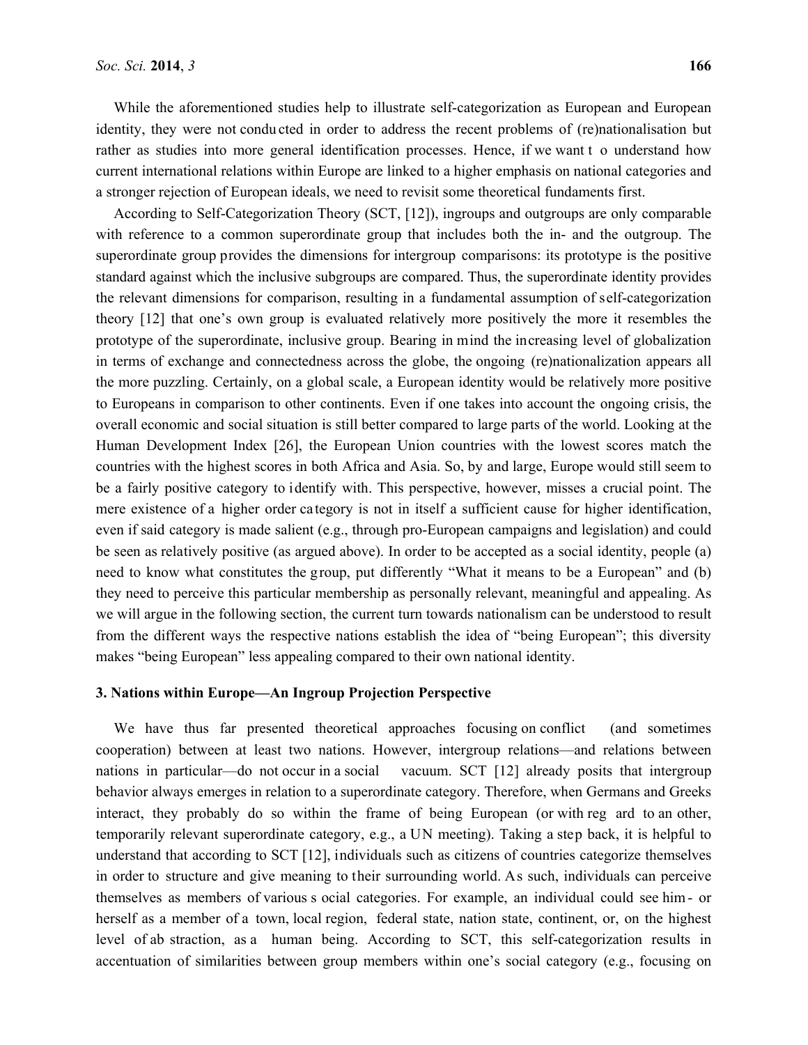While the aforementioned studies help to illustrate self-categorization as European and European identity, they were not conducted in order to address the recent problems of (re)nationalisation but rather as studies into more general identification processes. Hence, if we want to understand how current international relations within Europe are linked to a higher emphasis on national categories and a stronger rejection of European ideals, we need to revisit some theoretical fundaments first.

According to Self-Categorization Theory (SCT, [12]), ingroups and outgroups are only comparable with reference to a common superordinate group that includes both the in- and the outgroup. The superordinate group provides the dimensions for intergroup comparisons: its prototype is the positive standard against which the inclusive subgroups are compared. Thus, the superordinate identity provides the relevant dimensions for comparison, resulting in a fundamental assumption of self-categorization theory [12] that one's own group is evaluated relatively more positively the more it resembles the prototype of the superordinate, inclusive group. Bearing in mind the increasing level of globalization in terms of exchange and connectedness across the globe, the ongoing (re)nationalization appears all the more puzzling. Certainly, on a global scale, a European identity would be relatively more positive to Europeans in comparison to other continents. Even if one takes into account the ongoing crisis, the overall economic and social situation is still better compared to large parts of the world. Looking at the Human Development Index [26], the European Union countries with the lowest scores match the countries with the highest scores in both Africa and Asia. So, by and large, Europe would still seem to be a fairly positive category to identify with. This perspective, however, misses a crucial point. The mere existence of a higher order category is not in itself a sufficient cause for higher identification, even if said category is made salient (e.g., through pro-European campaigns and legislation) and could be seen as relatively positive (as argued above). In order to be accepted as a social identity, people (a) need to know what constitutes the group, put differently "What it means to be a European" and (b) they need to perceive this particular membership as personally relevant, meaningful and appealing. As we will argue in the following section, the current turn towards nationalism can be understood to result from the different ways the respective nations establish the idea of "being European"; this diversity makes "being European" less appealing compared to their own national identity.

## 3. Nations within Europe—An Ingroup Projection Perspective

We have thus far presented theoretical approaches focusing on conflict (and sometimes cooperation) between at least two nations. However, intergroup relations—and relations between nations in particular—do not occur in a social vacuum. SCT [12] already posits that intergroup behavior always emerges in relation to a superordinate category. Therefore, when Germans and Greeks interact, they probably do so within the frame of being European (or with regard to an other, temporarily relevant superordinate category, e.g., a UN meeting). Taking a step back, it is helpful to understand that according to SCT [12], individuals such as citizens of countries categorize themselves in order to structure and give meaning to their surrounding world. As such, individuals can perceive themselves as members of various social categories. For example, an individual could see him- or herself as a member of a town, local region, federal state, nation state, continent, or, on the highest level of abstraction, as a human being. According to SCT, this self-categorization results in accentuation of similarities between group members within one's social category (e.g., focusing on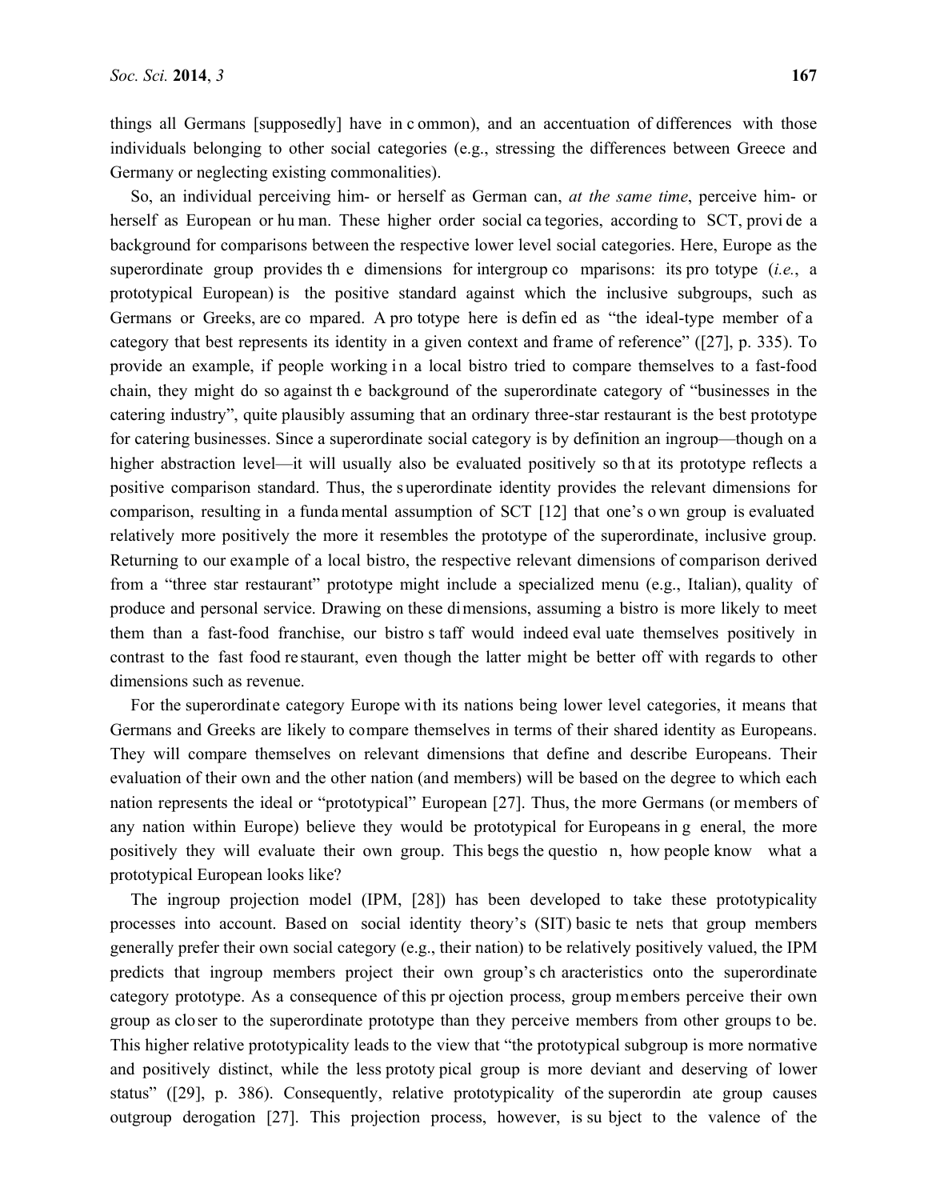things all Germans [supposedly] have in common), and an accentuation of differences with those individuals belonging to other social categories (e.g., stressing the differences between Greece and Germany or neglecting existing commonalities).

So, an individual perceiving him- or herself as German can, *at the same time*, perceive him- or herself as European or human. These higher order social categories, according to SCT, provide a background for comparisons between the respective lower level social categories. Here, Europe as the superordinate group provides the dimensions for intergroup comparisons: its prototype (*i.e.*, a prototypical European) is the positive standard against which the inclusive subgroups, such as Germans or Greeks, are compared. A prototype here is defined as "the ideal-type member of a category that best represents its identity in a given context and frame of reference" ([27], p. 335). To provide an example, if people working in a local bistro tried to compare themselves to a fast-food chain, they might do so against the background of the superordinate category of "businesses in the catering industry", quite plausibly assuming that an ordinary three-star restaurant is the best prototype for catering businesses. Since a superordinate social category is by definition an ingroup—though on a higher abstraction level—it will usually also be evaluated positively so that its prototype reflects a positive comparison standard. Thus, the superordinate identity provides the relevant dimensions for comparison, resulting in a fundamental assumption of SCT [12] that one's own group is evaluated relatively more positively the more it resembles the prototype of the superordinate, inclusive group. Returning to our example of a local bistro, the respective relevant dimensions of comparison derived from a "three star restaurant" prototype might include a specialized menu (e.g., Italian), quality of produce and personal service. Drawing on these dimensions, assuming a bistro is more likely to meet them than a fast-food franchise, our bistro staff would indeed evaluate themselves positively in contrast to the fast food restaurant, even though the latter might be better off with regards to other dimensions such as revenue.

For the superordinate category Europe with its nations being lower level categories, it means that Germans and Greeks are likely to compare themselves in terms of their shared identity as Europeans. They will compare themselves on relevant dimensions that define and describe Europeans. Their evaluation of their own and the other nation (and members) will be based on the degree to which each nation represents the ideal or "prototypical" European [27]. Thus, the more Germans (or members of any nation within Europe) believe they would be prototypical for Europeans in general, the more positively they will evaluate their own group. This begs the question, how people know what a prototypical European looks like?

The ingroup projection model (IPM, [28]) has been developed to take these prototypicality processes into account. Based on social identity theory's (SIT) basic tenets that group members generally prefer their own social category (e.g., their nation) to be relatively positively valued, the IPM predicts that ingroup members project their own group's characteristics onto the superordinate category prototype. As a consequence of this projection process, group members perceive their own group as closer to the superordinate prototype than they perceive members from other groups to be. This higher relative prototypicality leads to the view that "the prototypical subgroup is more normative and positively distinct, while the less prototypical group is more deviant and deserving of lower status" ([29], p. 386). Consequently, relative prototypicality of the superordinate group causes outgroup derogation [27]. This projection process, however, is subject to the valence of the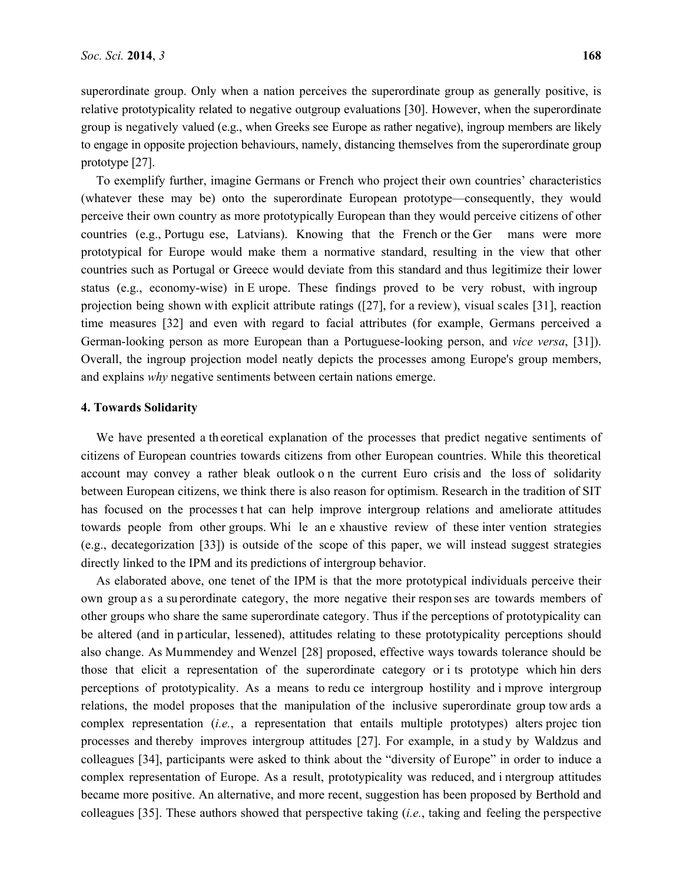superordinate group. Only when a nation perceives the superordinate group as generally positive, is relative prototypicality related to negative outgroup evaluations [30]. However, when the superordinate group is negatively valued (e.g., when Greeks see Europe as rather negative), ingroup members are likely to engage in opposite projection behaviours, namely, distancing themselves from the superordinate group prototype [27].

To exemplify further, imagine Germans or French who project their own countries' characteristics (whatever these may be) onto the superordinate European prototype—consequently, they would perceive their own country as more prototypically European than they would perceive citizens of other countries (e.g., Portuguese, Latvians). Knowing that the French or the Germans were more prototypical for Europe would make them a normative standard, resulting in the view that other countries such as Portugal or Greece would deviate from this standard and thus legitimize their lower status (e.g., economy-wise) in Europe. These findings proved to be very robust, with ingroup projection being shown with explicit attribute ratings ([27], for a review), visual scales [31], reaction time measures [32] and even with regard to facial attributes (for example, Germans perceived a German-looking person as more European than a Portuguese-looking person, and *vice versa*, [31]). Overall, the ingroup projection model neatly depicts the processes among Europe's group members, and explains *why* negative sentiments between certain nations emerge.

## 4. Towards Solidarity

We have presented a theoretical explanation of the processes that predict negative sentiments of citizens of European countries towards citizens from other European countries. While this theoretical account may convey a rather bleak outlook on the current Euro crisis and the loss of solidarity between European citizens, we think there is also reason for optimism. Research in the tradition of SIT has focused on the processes that can help improve intergroup relations and ameliorate attitudes towards people from other groups. While an exhaustive review of these intervention strategies (e.g., decategorization [33]) is outside of the scope of this paper, we will instead suggest strategies directly linked to the IPM and its predictions of intergroup behavior.

As elaborated above, one tenet of the IPM is that the more prototypical individuals perceive their own group as a superordinate category, the more negative their responses are towards members of other groups who share the same superordinate category. Thus if the perceptions of prototypicality can be altered (and in particular, lessened), attitudes relating to these prototypicality perceptions should also change. As Mummendey and Wenzel [28] proposed, effective ways towards tolerance should be those that elicit a representation of the superordinate category or its prototype which hinders perceptions of prototypicality. As a means to reduce intergroup hostility and improve intergroup relations, the model proposes that the manipulation of the inclusive superordinate group towards a complex representation (*i.e.*, a representation that entails multiple prototypes) alters projection processes and thereby improves intergroup attitudes [27]. For example, in a study by Waldzus and colleagues [34], participants were asked to think about the "diversity of Europe" in order to induce a complex representation of Europe. As a result, prototypicality was reduced, and intergroup attitudes became more positive. An alternative, and more recent, suggestion has been proposed by Berthold and colleagues [35]. These authors showed that perspective taking (*i.e.*, taking and feeling the perspective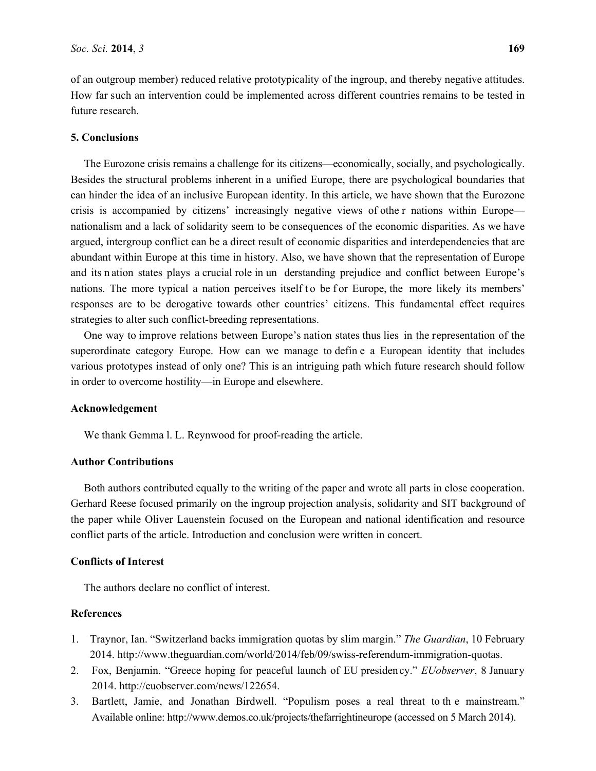of an outgroup member) reduced relative prototypicality of the ingroup, and thereby negative attitudes. How far such an intervention could be implemented across different countries remains to be tested in future research.

## 5. Conclusions

The Eurozone crisis remains a challenge for its citizens—economically, socially, and psychologically. Besides the structural problems inherent in a unified Europe, there are psychological boundaries that can hinder the idea of an inclusive European identity. In this article, we have shown that the Eurozone crisis is accompanied by citizens' increasingly negative views of other nations within Europe—nationalism and a lack of solidarity seem to be consequences of the economic disparities. As we have argued, intergroup conflict can be a direct result of economic disparities and interdependencies that are abundant within Europe at this time in history. Also, we have shown that the representation of Europe and its nation states plays a crucial role in understanding prejudice and conflict between Europe's nations. The more typical a nation perceives itself to be for Europe, the more likely its members' responses are to be derogative towards other countries' citizens. This fundamental effect requires strategies to alter such conflict-breeding representations.

One way to improve relations between Europe's nation states thus lies in the representation of the superordinate category Europe. How can we manage to define a European identity that includes various prototypes instead of only one? This is an intriguing path which future research should follow in order to overcome hostility—in Europe and elsewhere.

## Acknowledgement

We thank Gemma l. L. Reynwood for proof-reading the article.

## Author Contributions

Both authors contributed equally to the writing of the paper and wrote all parts in close cooperation. Gerhard Reese focused primarily on the ingroup projection analysis, solidarity and SIT background of the paper while Oliver Lauenstein focused on the European and national identification and resource conflict parts of the article. Introduction and conclusion were written in concert.

## Conflicts of Interest

The authors declare no conflict of interest.

## References

1. Traynor, Ian. "Switzerland backs immigration quotas by slim margin." *The Guardian*, 10 February 2014. http://www.theguardian.com/world/2014/feb/09/swiss-referendum-immigration-quotas.
2. Fox, Benjamin. "Greece hoping for peaceful launch of EU presidency." *EUobserver*, 8 January 2014. http://euobserver.com/news/122654.
3. Bartlett, Jamie, and Jonathan Birdwell. "Populism poses a real threat to the mainstream." Available online: http://www.demos.co.uk/projects/thefarrightineurope (accessed on 5 March 2014).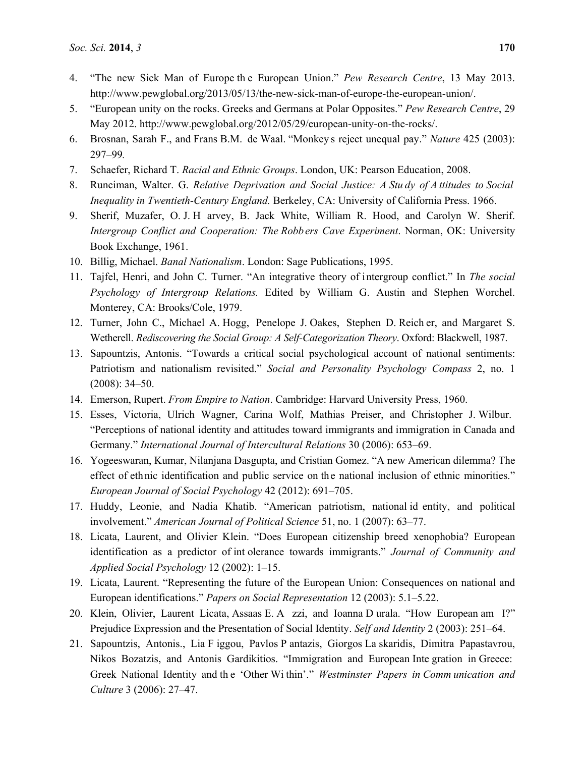4. "The new Sick Man of Europe the European Union." *Pew Research Centre*, 13 May 2013. http://www.pewglobal.org/2013/05/13/the-new-sick-man-of-europe-the-european-union/.
5. "European unity on the rocks. Greeks and Germans at Polar Opposites." *Pew Research Centre*, 29 May 2012. http://www.pewglobal.org/2012/05/29/european-unity-on-the-rocks/.
6. Brosnan, Sarah F., and Frans B.M. de Waal. "Monkeys reject unequal pay." *Nature* 425 (2003): 297–99.
7. Schaefer, Richard T. *Racial and Ethnic Groups*. London, UK: Pearson Education, 2008.
8. Runciman, Walter. G. *Relative Deprivation and Social Justice: A Study of Attitudes to Social Inequality in Twentieth-Century England.* Berkeley, CA: University of California Press. 1966.
9. Sherif, Muzafer, O. J. Harvey, B. Jack White, William R. Hood, and Carolyn W. Sherif. *Intergroup Conflict and Cooperation: The Robbers Cave Experiment*. Norman, OK: University Book Exchange, 1961.
10. Billig, Michael. *Banal Nationalism*. London: Sage Publications, 1995.
11. Tajfel, Henri, and John C. Turner. "An integrative theory of intergroup conflict." In *The social Psychology of Intergroup Relations.* Edited by William G. Austin and Stephen Worchel. Monterey, CA: Brooks/Cole, 1979.
12. Turner, John C., Michael A. Hogg, Penelope J. Oakes, Stephen D. Reicher, and Margaret S. Wetherell. *Rediscovering the Social Group: A Self-Categorization Theory*. Oxford: Blackwell, 1987.
13. Sapountzis, Antonis. "Towards a critical social psychological account of national sentiments: Patriotism and nationalism revisited." *Social and Personality Psychology Compass* 2, no. 1 (2008): 34–50.
14. Emerson, Rupert. *From Empire to Nation*. Cambridge: Harvard University Press, 1960.
15. Esses, Victoria, Ulrich Wagner, Carina Wolf, Mathias Preiser, and Christopher J. Wilbur. "Perceptions of national identity and attitudes toward immigrants and immigration in Canada and Germany." *International Journal of Intercultural Relations* 30 (2006): 653–69.
16. Yogeeswaran, Kumar, Nilanjana Dasgupta, and Cristian Gomez. "A new American dilemma? The effect of ethnic identification and public service on the national inclusion of ethnic minorities." *European Journal of Social Psychology* 42 (2012): 691–705.
17. Huddy, Leonie, and Nadia Khatib. "American patriotism, national identity, and political involvement." *American Journal of Political Science* 51, no. 1 (2007): 63–77.
18. Licata, Laurent, and Olivier Klein. "Does European citizenship breed xenophobia? European identification as a predictor of intolerance towards immigrants." *Journal of Community and Applied Social Psychology* 12 (2002): 1–15.
19. Licata, Laurent. "Representing the future of the European Union: Consequences on national and European identifications." *Papers on Social Representation* 12 (2003): 5.1–5.22.
20. Klein, Olivier, Laurent Licata, Assaas E. Azzi, and Ioanna Durala. "How European am I?" Prejudice Expression and the Presentation of Social Identity. *Self and Identity* 2 (2003): 251–64.
21. Sapountzis, Antonis., Lia Figgou, Pavlos Pantazis, Giorgos Laskaridis, Dimitra Papastavrou, Nikos Bozatzis, and Antonis Gardikitios. "Immigration and European Integration in Greece: Greek National Identity and the 'Other Within'." *Westminster Papers in Communication and Culture* 3 (2006): 27–47.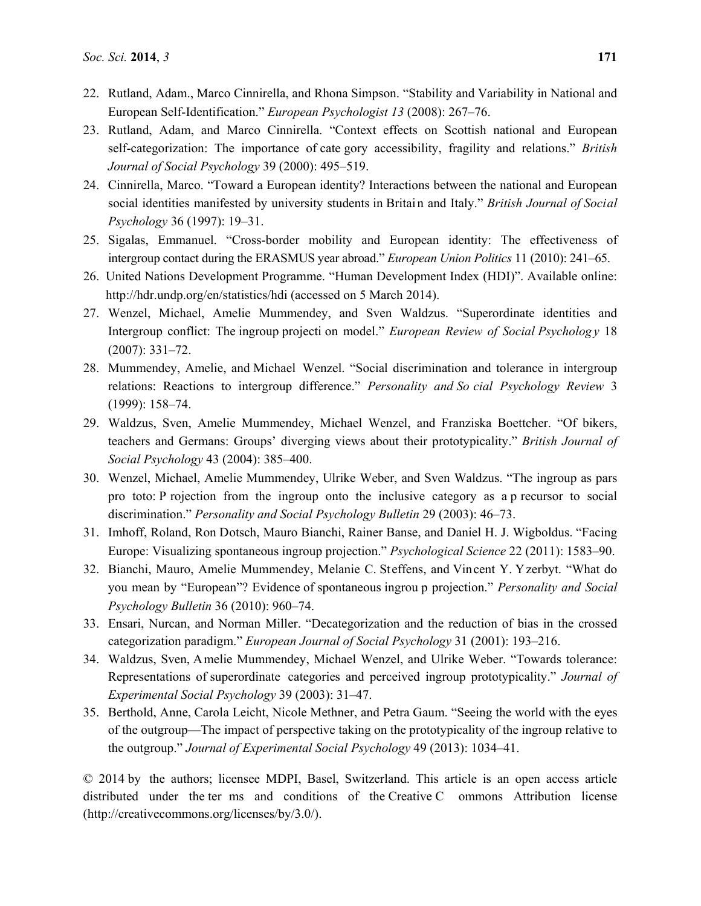22. Rutland, Adam., Marco Cinnirella, and Rhona Simpson. “Stability and Variability in National and European Self-Identification.” *European Psychologist 13* (2008): 267–76.
23. Rutland, Adam, and Marco Cinnirella. “Context effects on Scottish national and European self-categorization: The importance of cate gory accessibility, fragility and relations.” *British Journal of Social Psychology* 39 (2000): 495–519.
24. Cinnirella, Marco. “Toward a European identity? Interactions between the national and European social identities manifested by university students in Britai n and Italy.” *British Journal of Social Psychology* 36 (1997): 19–31.
25. Sigalas, Emmanuel. “Cross-border mobility and European identity: The effectiveness of intergroup contact during the ERASMUS year abroad.” *European Union Politics* 11 (2010): 241–65.
26. United Nations Development Programme. “Human Development Index (HDI)”. Available online: http://hdr.undp.org/en/statistics/hdi (accessed on 5 March 2014).
27. Wenzel, Michael, Amelie Mummendey, and Sven Waldzus. “Superordinate identities and Intergroup conflict: The ingroup projecti on model.” *European Review of Social Psycholog y* 18 (2007): 331–72.
28. Mummendey, Amelie, and Michael Wenzel. “Social discrimination and tolerance in intergroup relations: Reactions to intergroup difference.” *Personality and So cial Psychology Review* 3 (1999): 158–74.
29. Waldzus, Sven, Amelie Mummendey, Michael Wenzel, and Franziska Boettcher. “Of bikers, teachers and Germans: Groups’ diverging views about their prototypicality.” *British Journal of Social Psychology* 43 (2004): 385–400.
30. Wenzel, Michael, Amelie Mummendey, Ulrike Weber, and Sven Waldzus. “The ingroup as pars pro toto: P rojection from the ingroup onto the inclusive category as a p recursor to social discrimination.” *Personality and Social Psychology Bulletin* 29 (2003): 46–73.
31. Imhoff, Roland, Ron Dotsch, Mauro Bianchi, Rainer Banse, and Daniel H. J. Wigboldus. “Facing Europe: Visualizing spontaneous ingroup projection.” *Psychological Science* 22 (2011): 1583–90.
32. Bianchi, Mauro, Amelie Mummendey, Melanie C. Steffens, and Vincent Y. Y zerbyt. “What do you mean by “European”? Evidence of spontaneous ingrou p projection.” *Personality and Social Psychology Bulletin* 36 (2010): 960–74.
33. Ensari, Nurcan, and Norman Miller. “Decategorization and the reduction of bias in the crossed categorization paradigm.” *European Journal of Social Psychology* 31 (2001): 193–216.
34. Waldzus, Sven, Amelie Mummendey, Michael Wenzel, and Ulrike Weber. “Towards tolerance: Representations of superordinate categories and perceived ingroup prototypicality.” *Journal of Experimental Social Psychology* 39 (2003): 31–47.
35. Berthold, Anne, Carola Leicht, Nicole Methner, and Petra Gaum. “Seeing the world with the eyes of the outgroup—The impact of perspective taking on the prototypicality of the ingroup relative to the outgroup.” *Journal of Experimental Social Psychology* 49 (2013): 1034–41.

© 2014 by the authors; licensee MDPI, Basel, Switzerland. This article is an open access article distributed under the ter ms and conditions of the Creative C ommons Attribution license (http://creativecommons.org/licenses/by/3.0/).